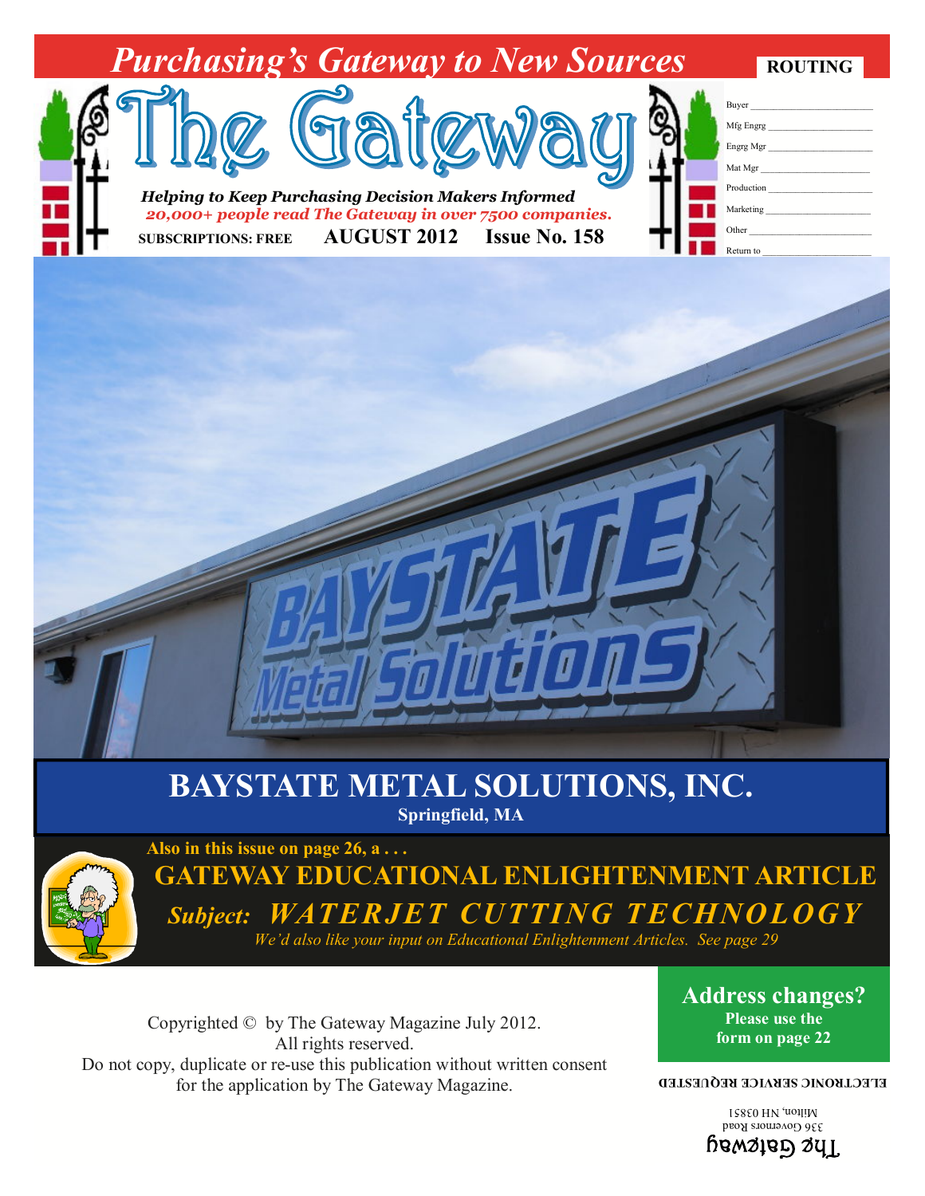# Purchasing's Gateway to New Sources

**ROUTING**

| | |
|---|---|
| Buyer | |
| Mfg Engrg | |
| Engrg Mgr | |
| Mat Mgr | |
| Production | |
| Marketing | |
| Other | |
| Return to | |

# The Gateway

***Helping to Keep Purchasing Decision Makers Informed***

***20,000+ people read The Gateway in over 7500 companies.***

**SUBSCRIPTIONS: FREE** **AUGUST 2012** **Issue No. 158**

BAYSTATE Metal Solutions

## BAYSTATE METAL SOLUTIONS, INC.

**Springfield, MA**

**Also in this issue on page 26, a . . .**

**GATEWAY EDUCATIONAL ENLIGHTENMENT ARTICLE**

***Subject: WATERJET CUTTING TECHNOLOGY***

*We'd also like your input on Educational Enlightenment Articles. See page 29*

Copyrighted © by The Gateway Magazine July 2012.
All rights reserved.
Do not copy, duplicate or re-use this publication without written consent for the application by The Gateway Magazine.

**Address changes?**
**Please use the form on page 22**

**ELECTRONIC SERVICE REQUESTED**

The Gateway
336 Governors Road
Milton, NH 03851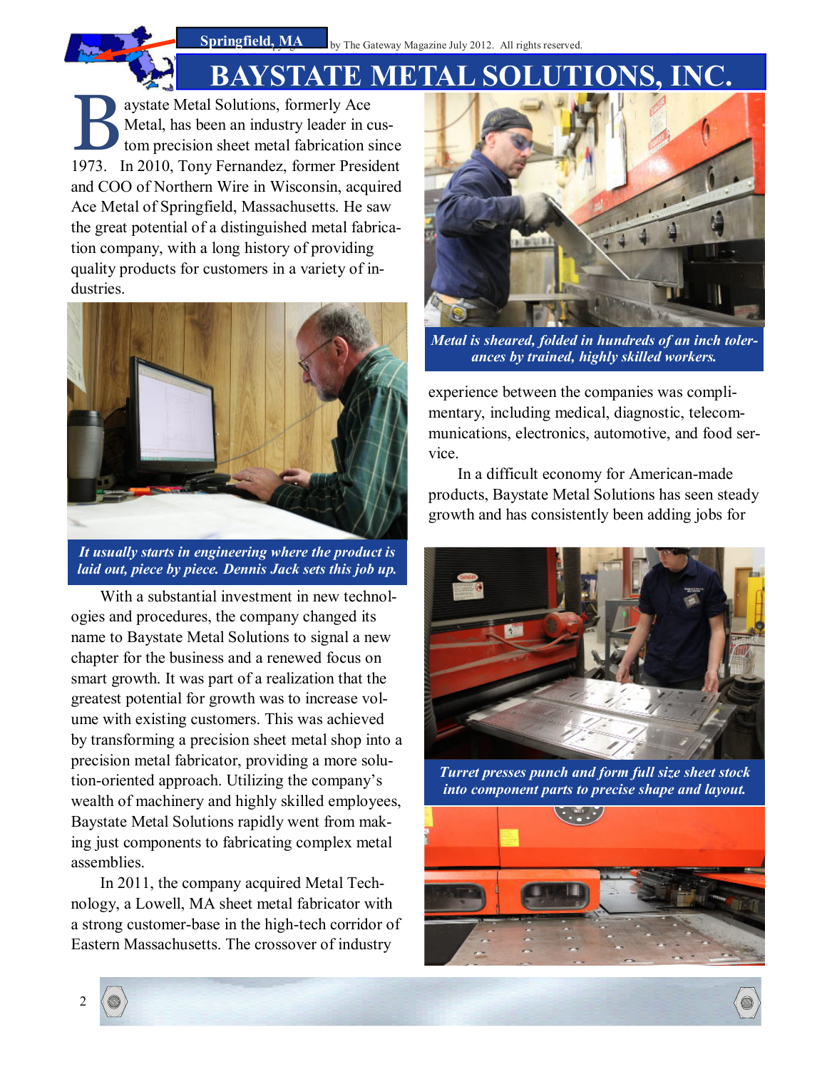Springfield, MA

# BAYSTATE METAL SOLUTIONS, INC.

Baystate Metal Solutions, formerly Ace Metal, has been an industry leader in custom precision sheet metal fabrication since 1973. In 2010, Tony Fernandez, former President and COO of Northern Wire in Wisconsin, acquired Ace Metal of Springfield, Massachusetts. He saw the great potential of a distinguished metal fabrication company, with a long history of providing quality products for customers in a variety of industries.

*It usually starts in engineering where the product is laid out, piece by piece. Dennis Jack sets this job up.*

With a substantial investment in new technologies and procedures, the company changed its name to Baystate Metal Solutions to signal a new chapter for the business and a renewed focus on smart growth. It was part of a realization that the greatest potential for growth was to increase volume with existing customers. This was achieved by transforming a precision sheet metal shop into a precision metal fabricator, providing a more solution-oriented approach. Utilizing the company's wealth of machinery and highly skilled employees, Baystate Metal Solutions rapidly went from making just components to fabricating complex metal assemblies.

In 2011, the company acquired Metal Technology, a Lowell, MA sheet metal fabricator with a strong customer-base in the high-tech corridor of Eastern Massachusetts. The crossover of industry experience between the companies was complimentary, including medical, diagnostic, telecommunications, electronics, automotive, and food service.

*Metal is sheared, folded in hundreds of an inch tolerances by trained, highly skilled workers.*

In a difficult economy for American-made products, Baystate Metal Solutions has seen steady growth and has consistently been adding jobs for

*Turret presses punch and form full size sheet stock into component parts to precise shape and layout.*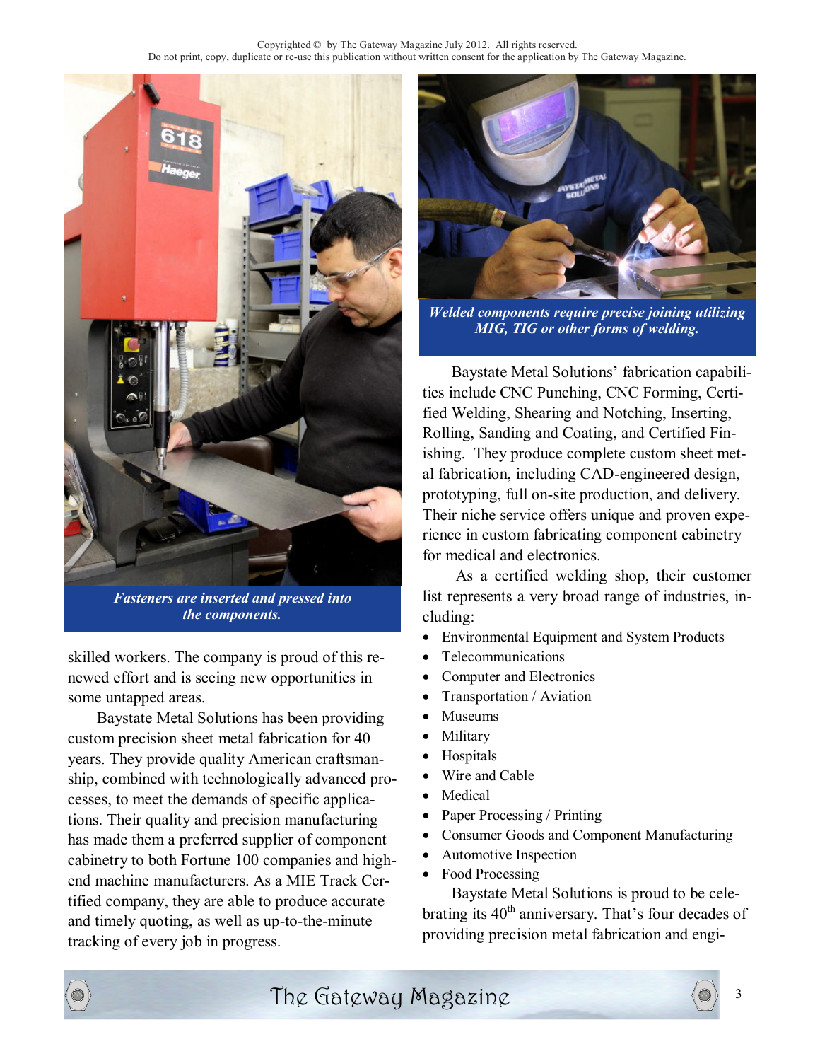*Fasteners are inserted and pressed into the components.*

skilled workers. The company is proud of this renewed effort and is seeing new opportunities in some untapped areas.

Baystate Metal Solutions has been providing custom precision sheet metal fabrication for 40 years. They provide quality American craftsmanship, combined with technologically advanced processes, to meet the demands of specific applications. Their quality and precision manufacturing has made them a preferred supplier of component cabinetry to both Fortune 100 companies and high-end machine manufacturers. As a MIE Track Certified company, they are able to produce accurate and timely quoting, as well as up-to-the-minute tracking of every job in progress.

*Welded components require precise joining utilizing MIG, TIG or other forms of welding.*

Baystate Metal Solutions' fabrication capabilities include CNC Punching, CNC Forming, Certified Welding, Shearing and Notching, Inserting, Rolling, Sanding and Coating, and Certified Finishing. They produce complete custom sheet metal fabrication, including CAD-engineered design, prototyping, full on-site production, and delivery. Their niche service offers unique and proven experience in custom fabricating component cabinetry for medical and electronics.

As a certified welding shop, their customer list represents a very broad range of industries, including:

- Environmental Equipment and System Products
- Telecommunications
- Computer and Electronics
- Transportation / Aviation
- Museums
- Military
- Hospitals
- Wire and Cable
- Medical
- Paper Processing / Printing
- Consumer Goods and Component Manufacturing
- Automotive Inspection
- Food Processing

Baystate Metal Solutions is proud to be celebrating its 40th anniversary. That's four decades of providing precision metal fabrication and engi-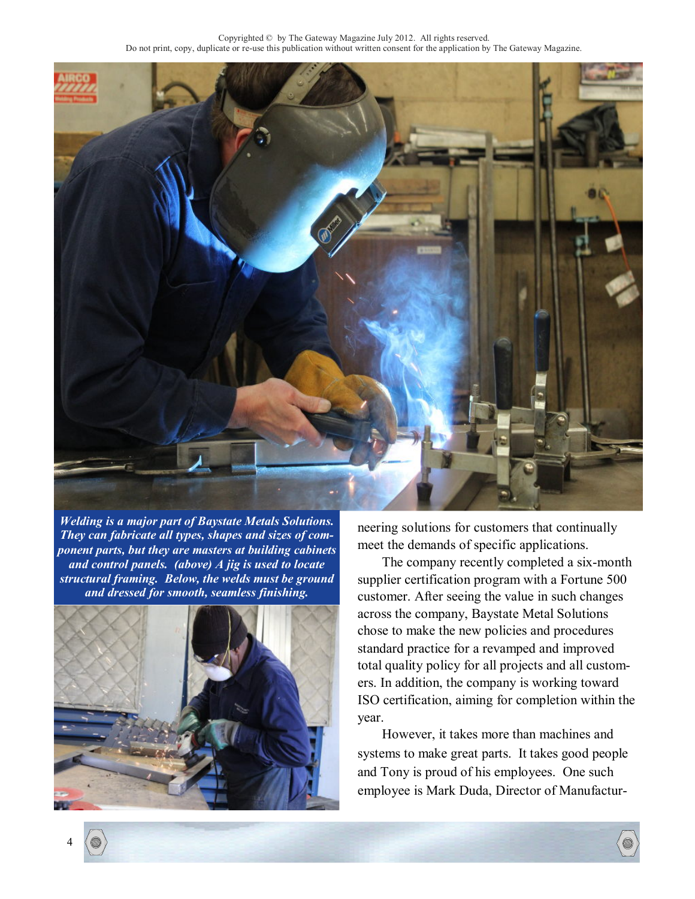Copyrighted © by The Gateway Magazine July 2012. All rights reserved.
Do not print, copy, duplicate or re-use this publication without written consent for the application by The Gateway Magazine.

***Welding is a major part of Baystate Metals Solutions. They can fabricate all types, shapes and sizes of component parts, but they are masters at building cabinets and control panels. (above) A jig is used to locate structural framing. Below, the welds must be ground and dressed for smooth, seamless finishing.***

neering solutions for customers that continually meet the demands of specific applications.

The company recently completed a six-month supplier certification program with a Fortune 500 customer. After seeing the value in such changes across the company, Baystate Metal Solutions chose to make the new policies and procedures standard practice for a revamped and improved total quality policy for all projects and all customers. In addition, the company is working toward ISO certification, aiming for completion within the year.

However, it takes more than machines and systems to make great parts. It takes good people and Tony is proud of his employees. One such employee is Mark Duda, Director of Manufactur-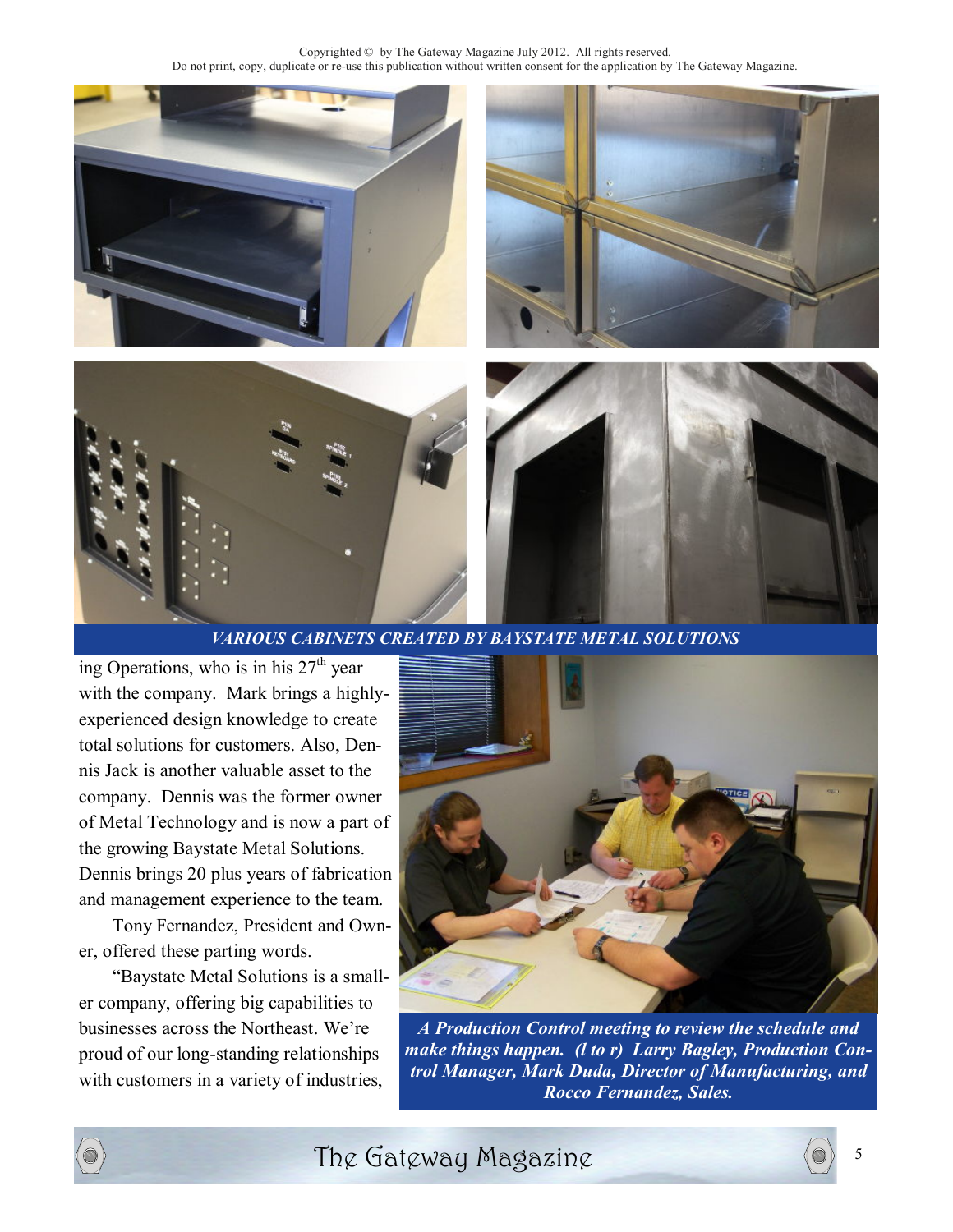VARIOUS CABINETS CREATED BY BAYSTATE METAL SOLUTIONS

ing Operations, who is in his 27th year with the company. Mark brings a highly-experienced design knowledge to create total solutions for customers. Also, Dennis Jack is another valuable asset to the company. Dennis was the former owner of Metal Technology and is now a part of the growing Baystate Metal Solutions. Dennis brings 20 plus years of fabrication and management experience to the team.

Tony Fernandez, President and Owner, offered these parting words.

"Baystate Metal Solutions is a smaller company, offering big capabilities to businesses across the Northeast. We're proud of our long-standing relationships with customers in a variety of industries,

*A Production Control meeting to review the schedule and make things happen. (l to r) Larry Bagley, Production Control Manager, Mark Duda, Director of Manufacturing, and Rocco Fernandez, Sales.*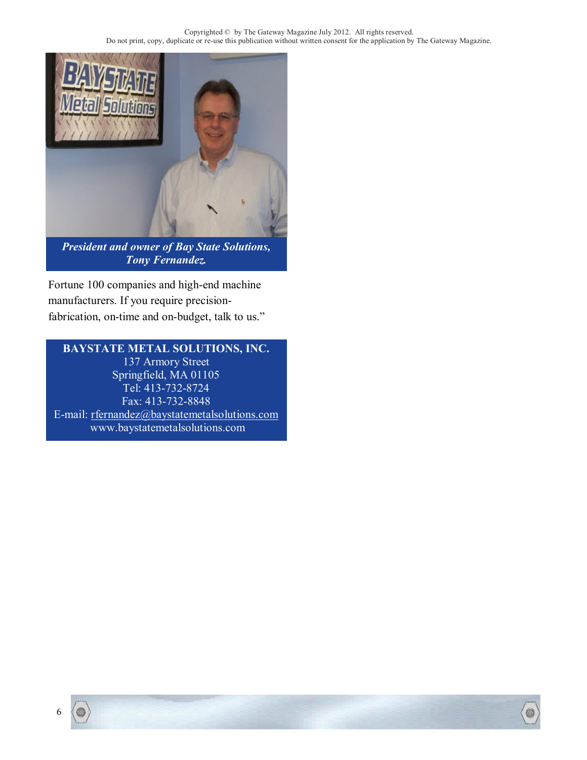*President and owner of Bay State Solutions, Tony Fernandez.*

Fortune 100 companies and high-end machine manufacturers. If you require precision-fabrication, on-time and on-budget, talk to us."

**BAYSTATE METAL SOLUTIONS, INC.**
137 Armory Street
Springfield, MA 01105
Tel: 413-732-8724
Fax: 413-732-8848
E-mail: rfernandez@baystatemetalsolutions.com
www.baystatemetalsolutions.com